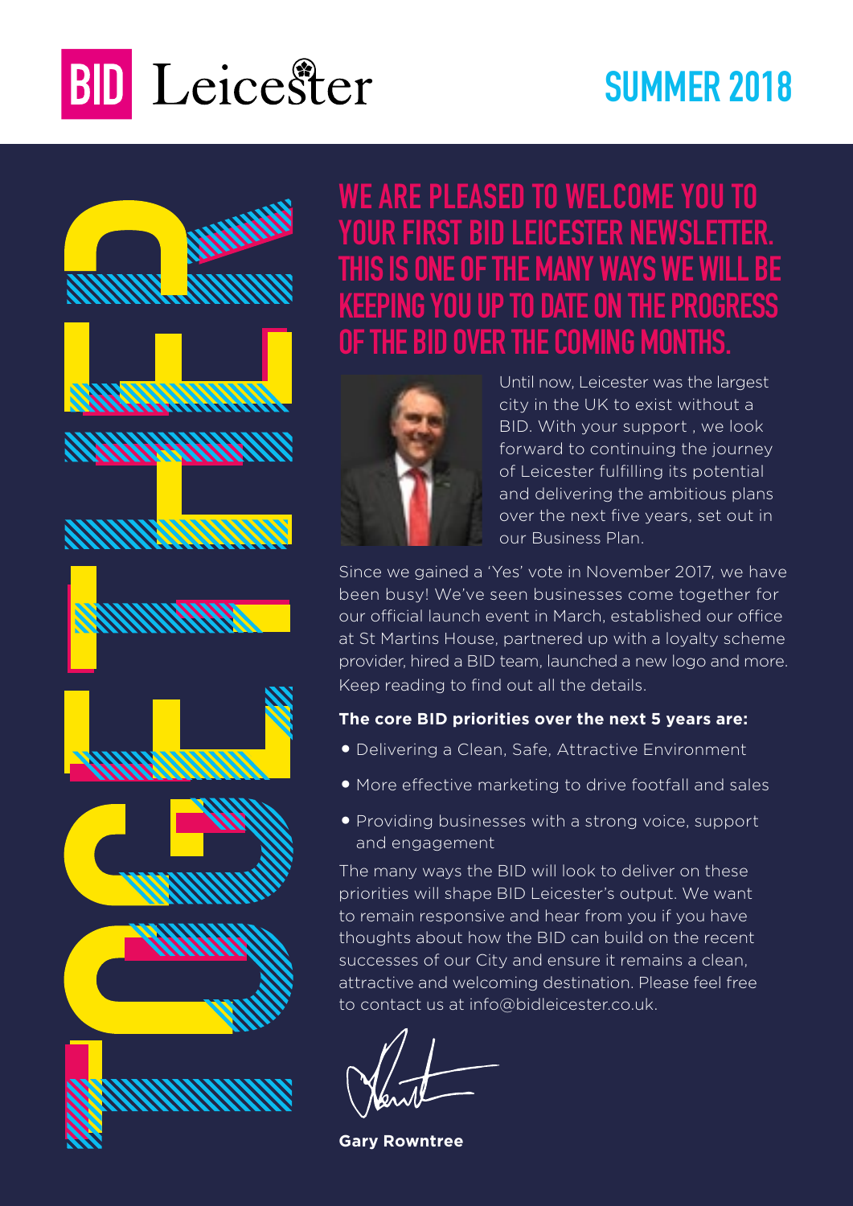# BID Leicester

## SUMMER 2018

TOGETHER

## WE ARE PLEASED TO WELCOME YOU TO YOUR FIRST BID LEICESTER NEWSLETTER. THIS IS ONE OF THE MANY WAYS WE WILL BE KEEPING YOU UP TO DATE ON THE PROGRESS OF THE BID OVER THE COMING MONTHS.

Until now, Leicester was the largest city in the UK to exist without a BID. With your support , we look forward to continuing the journey of Leicester fulfilling its potential and delivering the ambitious plans over the next five years, set out in our Business Plan.

Since we gained a 'Yes' vote in November 2017, we have been busy! We've seen businesses come together for our official launch event in March, established our office at St Martins House, partnered up with a loyalty scheme provider, hired a BID team, launched a new logo and more. Keep reading to find out all the details.

**The core BID priorities over the next 5 years are:**

- Delivering a Clean, Safe, Attractive Environment
- More effective marketing to drive footfall and sales
- Providing businesses with a strong voice, support and engagement

The many ways the BID will look to deliver on these priorities will shape BID Leicester's output. We want to remain responsive and hear from you if you have thoughts about how the BID can build on the recent successes of our City and ensure it remains a clean, attractive and welcoming destination. Please feel free to contact us at info@bidleicester.co.uk.

**Gary Rowntree**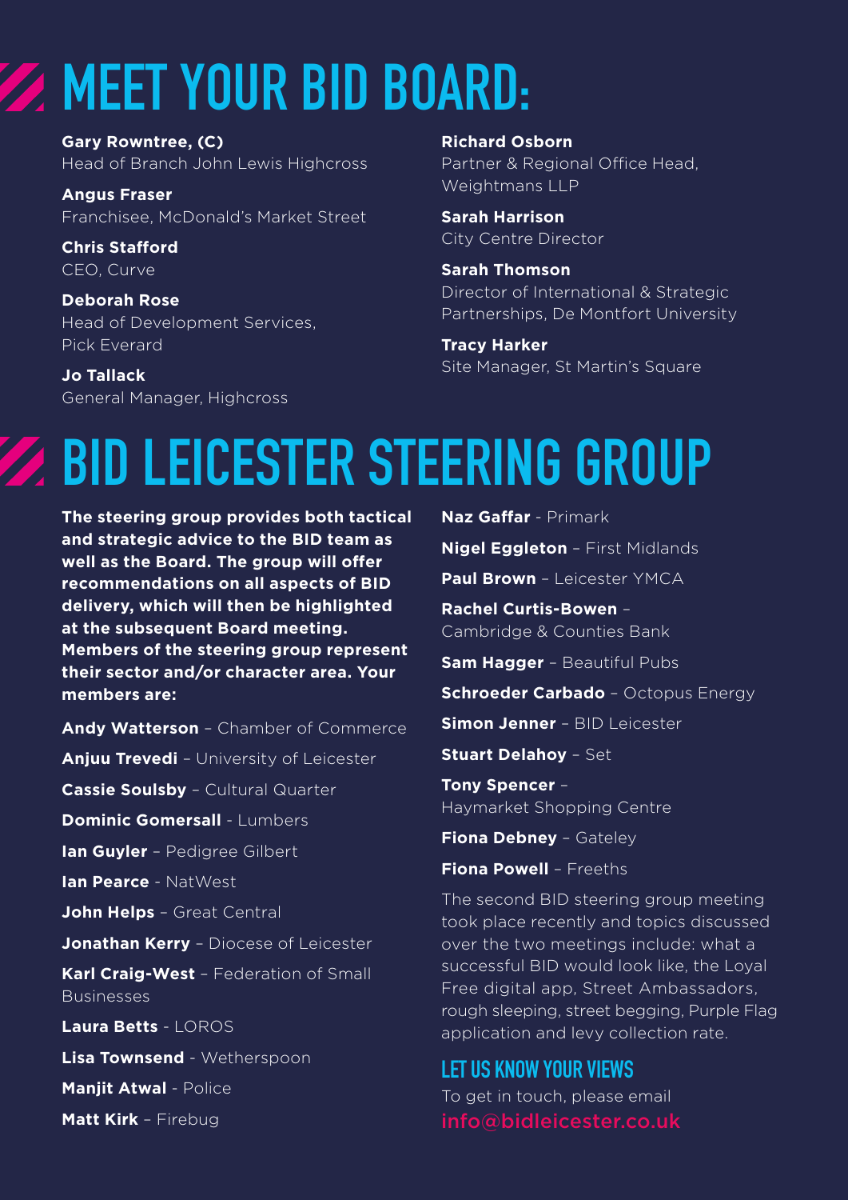# MEET YOUR BID BOARD:

**Gary Rowntree, (C)**
Head of Branch John Lewis Highcross

**Angus Fraser**
Franchisee, McDonald's Market Street

**Chris Stafford**
CEO, Curve

**Deborah Rose**
Head of Development Services, Pick Everard

**Jo Tallack**
General Manager, Highcross

**Richard Osborn**
Partner & Regional Office Head, Weightmans LLP

**Sarah Harrison**
City Centre Director

**Sarah Thomson**
Director of International & Strategic Partnerships, De Montfort University

**Tracy Harker**
Site Manager, St Martin's Square

# BID LEICESTER STEERING GROUP

**The steering group provides both tactical and strategic advice to the BID team as well as the Board. The group will offer recommendations on all aspects of BID delivery, which will then be highlighted at the subsequent Board meeting. Members of the steering group represent their sector and/or character area. Your members are:**

**Andy Watterson** – Chamber of Commerce

**Anjuu Trevedi** – University of Leicester

**Cassie Soulsby** – Cultural Quarter

**Dominic Gomersall** - Lumbers

**Ian Guyler** – Pedigree Gilbert

**Ian Pearce** - NatWest

**John Helps** – Great Central

**Jonathan Kerry** – Diocese of Leicester

**Karl Craig-West** – Federation of Small Businesses

**Laura Betts** - LOROS

**Lisa Townsend** - Wetherspoon

**Manjit Atwal** - Police

**Matt Kirk** – Firebug

**Naz Gaffar** - Primark

**Nigel Eggleton** – First Midlands

**Paul Brown** – Leicester YMCA

**Rachel Curtis-Bowen** – Cambridge & Counties Bank

**Sam Hagger** – Beautiful Pubs

**Schroeder Carbado** – Octopus Energy

**Simon Jenner** – BID Leicester

**Stuart Delahoy** – Set

**Tony Spencer** – Haymarket Shopping Centre

**Fiona Debney** – Gateley

**Fiona Powell** – Freeths

The second BID steering group meeting took place recently and topics discussed over the two meetings include: what a successful BID would look like, the Loyal Free digital app, Street Ambassadors, rough sleeping, street begging, Purple Flag application and levy collection rate.

## LET US KNOW YOUR VIEWS

To get in touch, please email
**info@bidleicester.co.uk**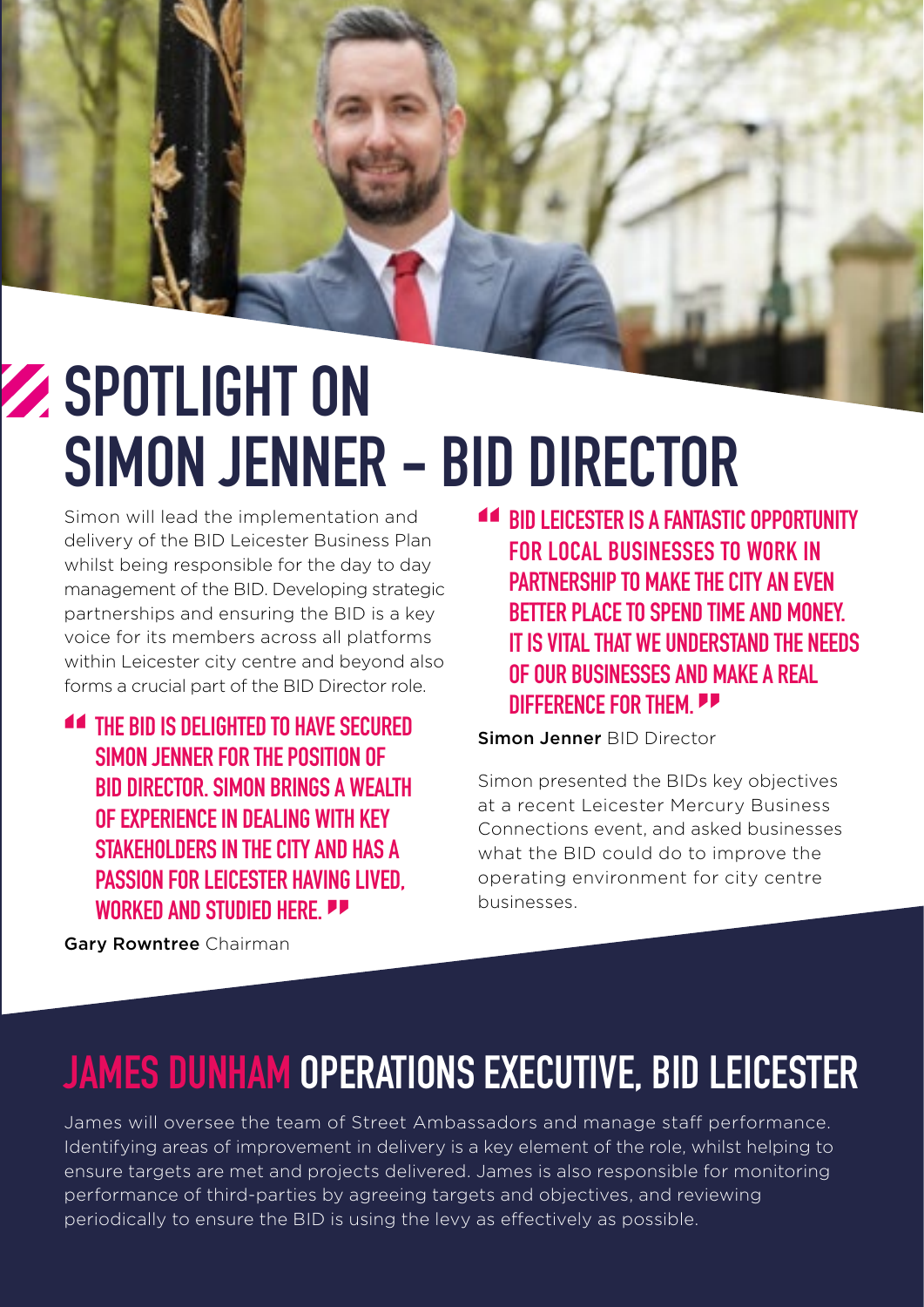# SPOTLIGHT ON SIMON JENNER – BID DIRECTOR

Simon will lead the implementation and delivery of the BID Leicester Business Plan whilst being responsible for the day to day management of the BID. Developing strategic partnerships and ensuring the BID is a key voice for its members across all platforms within Leicester city centre and beyond also forms a crucial part of the BID Director role.

> **"THE BID IS DELIGHTED TO HAVE SECURED SIMON JENNER FOR THE POSITION OF BID DIRECTOR. SIMON BRINGS A WEALTH OF EXPERIENCE IN DEALING WITH KEY STAKEHOLDERS IN THE CITY AND HAS A PASSION FOR LEICESTER HAVING LIVED, WORKED AND STUDIED HERE."**

**Gary Rowntree** Chairman

> **"BID LEICESTER IS A FANTASTIC OPPORTUNITY FOR LOCAL BUSINESSES TO WORK IN PARTNERSHIP TO MAKE THE CITY AN EVEN BETTER PLACE TO SPEND TIME AND MONEY. IT IS VITAL THAT WE UNDERSTAND THE NEEDS OF OUR BUSINESSES AND MAKE A REAL DIFFERENCE FOR THEM."**

**Simon Jenner** BID Director

Simon presented the BIDs key objectives at a recent Leicester Mercury Business Connections event, and asked businesses what the BID could do to improve the operating environment for city centre businesses.

## JAMES DUNHAM OPERATIONS EXECUTIVE, BID LEICESTER

James will oversee the team of Street Ambassadors and manage staff performance. Identifying areas of improvement in delivery is a key element of the role, whilst helping to ensure targets are met and projects delivered. James is also responsible for monitoring performance of third-parties by agreeing targets and objectives, and reviewing periodically to ensure the BID is using the levy as effectively as possible.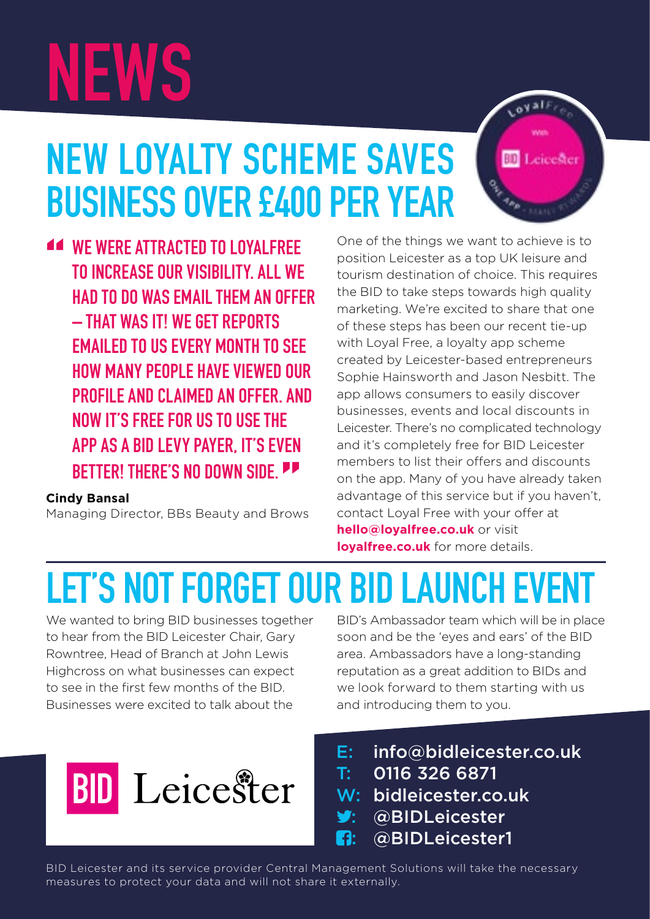# NEWS

## NEW LOYALTY SCHEME SAVES BUSINESS OVER £400 PER YEAR

**"WE WERE ATTRACTED TO LOYALFREE TO INCREASE OUR VISIBILITY. ALL WE HAD TO DO WAS EMAIL THEM AN OFFER – THAT WAS IT! WE GET REPORTS EMAILED TO US EVERY MONTH TO SEE HOW MANY PEOPLE HAVE VIEWED OUR PROFILE AND CLAIMED AN OFFER. AND NOW IT'S FREE FOR US TO USE THE APP AS A BID LEVY PAYER, IT'S EVEN BETTER! THERE'S NO DOWN SIDE."**

**Cindy Bansal**
Managing Director, BBs Beauty and Brows

One of the things we want to achieve is to position Leicester as a top UK leisure and tourism destination of choice. This requires the BID to take steps towards high quality marketing. We're excited to share that one of these steps has been our recent tie-up with Loyal Free, a loyalty app scheme created by Leicester-based entrepreneurs Sophie Hainsworth and Jason Nesbitt. The app allows consumers to easily discover businesses, events and local discounts in Leicester. There's no complicated technology and it's completely free for BID Leicester members to list their offers and discounts on the app. Many of you have already taken advantage of this service but if you haven't, contact Loyal Free with your offer at **hello@loyalfree.co.uk** or visit **loyalfree.co.uk** for more details.

## LET'S NOT FORGET OUR BID LAUNCH EVENT

We wanted to bring BID businesses together to hear from the BID Leicester Chair, Gary Rowntree, Head of Branch at John Lewis Highcross on what businesses can expect to see in the first few months of the BID. Businesses were excited to talk about the BID's Ambassador team which will be in place soon and be the 'eyes and ears' of the BID area. Ambassadors have a long-standing reputation as a great addition to BIDs and we look forward to them starting with us and introducing them to you.

BID Leicester

E: info@bidleicester.co.uk
T: 0116 326 6871
W: bidleicester.co.uk
Twitter: @BIDLeicester
Facebook: @BIDLeicester1

BID Leicester and its service provider Central Management Solutions will take the necessary measures to protect your data and will not share it externally.